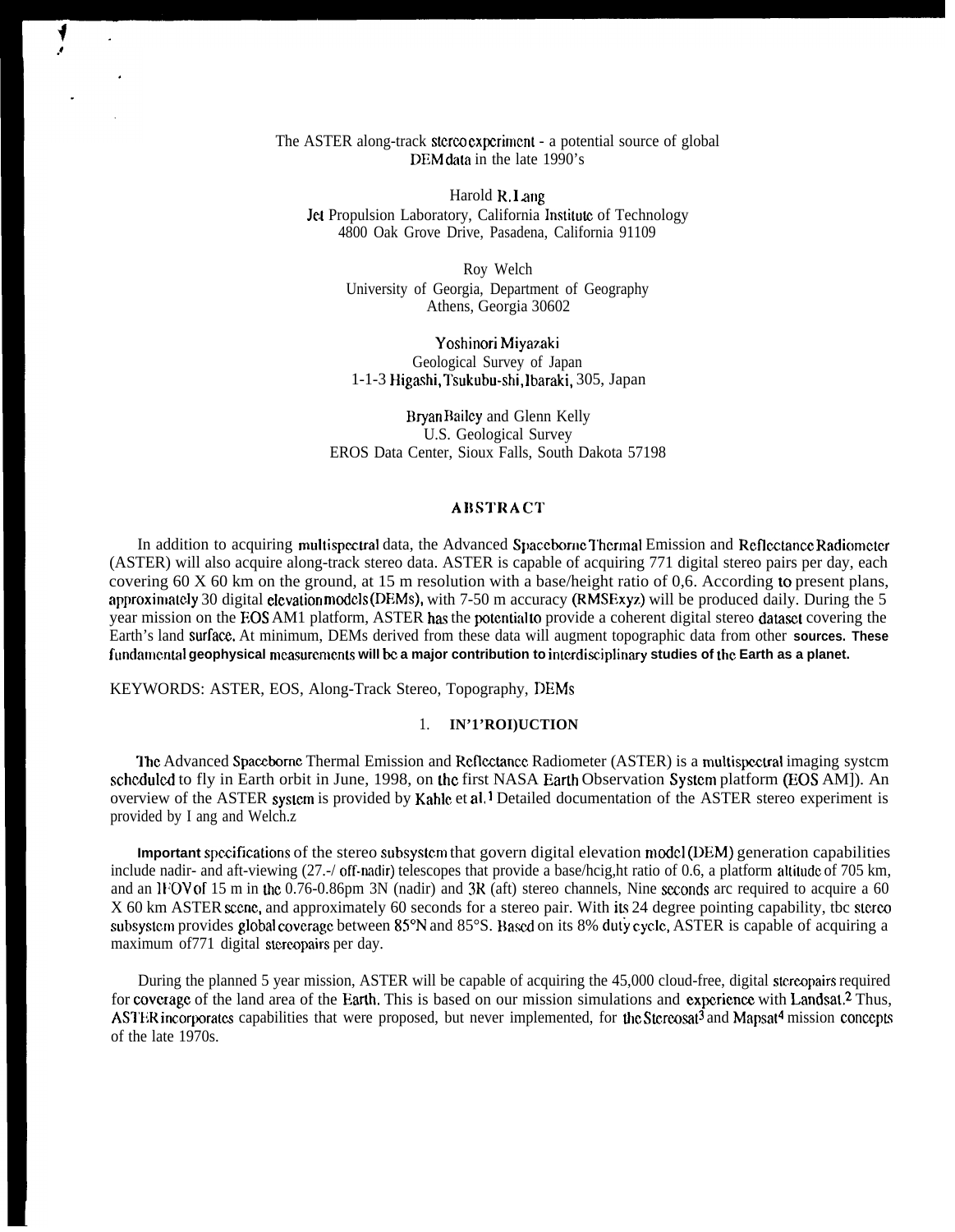# The ASTER along-track stereo experiment - a potential source of global DEM data in the late 1990's

Harold R. Lang
Jet Propulsion Laboratory, California Institute of Technology
4800 Oak Grove Drive, Pasadena, California 91109

Roy Welch
University of Georgia, Department of Geography
Athens, Georgia 30602

Yoshinori Miyazaki
Geological Survey of Japan
1-1-3 Higashi, Tsukubu-shi, Ibaraki, 305, Japan

Bryan Bailey and Glenn Kelly
U.S. Geological Survey
EROS Data Center, Sioux Falls, South Dakota 57198

## ABSTRACT

In addition to acquiring multispectral data, the Advanced Spaceborne Thermal Emission and Reflectance Radiometer (ASTER) will also acquire along-track stereo data. ASTER is capable of acquiring 771 digital stereo pairs per day, each covering 60 X 60 km on the ground, at 15 m resolution with a base/height ratio of 0,6. According to present plans, approximately 30 digital elevation models (DEMs), with 7-50 m accuracy (RMSExyz) will be produced daily. During the 5 year mission on the EOS AM1 platform, ASTER has the potential to provide a coherent digital stereo dataset covering the Earth's land surface. At minimum, DEMs derived from these data will augment topographic data from other sources. These fundamental geophysical measurements will be a major contribution to interdisciplinary studies of the Earth as a planet.

KEYWORDS: ASTER, EOS, Along-Track Stereo, Topography, DEMs

## 1. INTRODUCTION

The Advanced Spaceborne Thermal Emission and Reflectance Radiometer (ASTER) is a multispectral imaging system scheduled to fly in Earth orbit in June, 1998, on the first NASA Earth Observation System platform (EOS AM1). An overview of the ASTER system is provided by Kahle et al.[1] Detailed documentation of the ASTER stereo experiment is provided by Lang and Welch.[2]

Important specifications of the stereo subsystem that govern digital elevation model (DEM) generation capabilities include nadir- and aft-viewing (27.-/ off-nadir) telescopes that provide a base/height ratio of 0.6, a platform altitude of 705 km, and an IFOV of 15 m in the 0.76-0.86μm 3N (nadir) and 3R (aft) stereo channels, Nine seconds arc required to acquire a 60 X 60 km ASTER scene, and approximately 60 seconds for a stereo pair. With its 24 degree pointing capability, the stereo subsystem provides global coverage between 85°N and 85°S. Based on its 8% duty cycle, ASTER is capable of acquiring a maximum of 771 digital stereopairs per day.

During the planned 5 year mission, ASTER will be capable of acquiring the 45,000 cloud-free, digital stereopairs required for coverage of the land area of the Earth. This is based on our mission simulations and experience with Landsat.[2] Thus, ASTER incorporates capabilities that were proposed, but never implemented, for the Stereosat[3] and Mapsat[4] mission concepts of the late 1970s.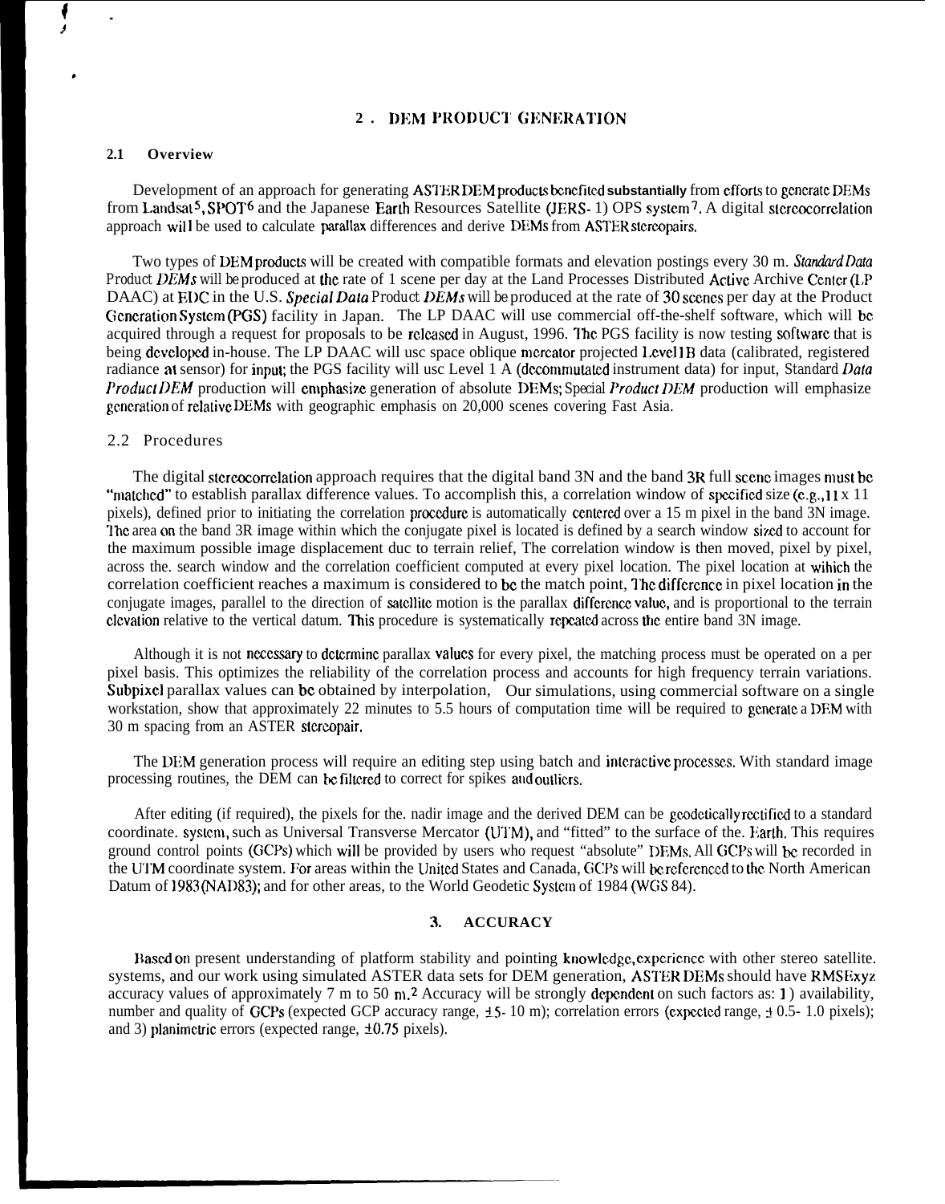## 2. DEM PRODUCT GENERATION

### 2.1 Overview

Development of an approach for generating ASTER DEM products benefited substantially from efforts to generate DEMs from Landsat[5], SPOT[6] and the Japanese Earth Resources Satellite (JERS- 1) OPS system[7]. A digital stereocorrelation approach will be used to calculate parallax differences and derive DEMs from ASTER stereopairs.

Two types of DEM products will be created with compatible formats and elevation postings every 30 m. *Standard Data* Product *DEMs* will be produced at the rate of 1 scene per day at the Land Processes Distributed Active Archive Center (LP DAAC) at EDC in the U.S. *Special Data* Product *DEMs* will be produced at the rate of 30 scenes per day at the Product Generation System (PGS) facility in Japan. The LP DAAC will use commercial off-the-shelf software, which will be acquired through a request for proposals to be released in August, 1996. The PGS facility is now testing software that is being developed in-house. The LP DAAC will use space oblique mercator projected Level 1B data (calibrated, registered radiance at sensor) for input; the PGS facility will use Level 1 A (decommutated instrument data) for input, Standard *Data Product DEM* production will emphasize generation of absolute DEMs; Special *Product DEM* production will emphasize generation of relative DEMs with geographic emphasis on 20,000 scenes covering East Asia.

### 2.2 Procedures

The digital stereocorrelation approach requires that the digital band 3N and the band 3R full scene images must be "matched" to establish parallax difference values. To accomplish this, a correlation window of specified size (e.g., 11 x 11 pixels), defined prior to initiating the correlation procedure is automatically centered over a 15 m pixel in the band 3N image. The area on the band 3R image within which the conjugate pixel is located is defined by a search window sized to account for the maximum possible image displacement due to terrain relief, The correlation window is then moved, pixel by pixel, across the. search window and the correlation coefficient computed at every pixel location. The pixel location at which the correlation coefficient reaches a maximum is considered to be the match point, The difference in pixel location in the conjugate images, parallel to the direction of satellite motion is the parallax difference value, and is proportional to the terrain elevation relative to the vertical datum. This procedure is systematically repeated across the entire band 3N image.

Although it is not necessary to determine parallax values for every pixel, the matching process must be operated on a per pixel basis. This optimizes the reliability of the correlation process and accounts for high frequency terrain variations. Subpixel parallax values can be obtained by interpolation, Our simulations, using commercial software on a single workstation, show that approximately 22 minutes to 5.5 hours of computation time will be required to generate a DEM with 30 m spacing from an ASTER stereopair.

The DEM generation process will require an editing step using batch and interactive processes. With standard image processing routines, the DEM can be filtered to correct for spikes and outliers.

After editing (if required), the pixels for the. nadir image and the derived DEM can be geodetically rectified to a standard coordinate. system, such as Universal Transverse Mercator (UTM), and "fitted" to the surface of the. Earth. This requires ground control points (GCPs) which will be provided by users who request "absolute" DEMs. All GCPs will be recorded in the UTM coordinate system. For areas within the United States and Canada, GCPs will be referenced to the North American Datum of 1983 (NAD83); and for other areas, to the World Geodetic System of 1984 (WGS 84).

## 3. ACCURACY

Based on present understanding of platform stability and pointing knowledge, experience with other stereo satellite. systems, and our work using simulated ASTER data sets for DEM generation, ASTER DEMs should have RMSExyz accuracy values of approximately 7 m to 50 m.[2] Accuracy will be strongly dependent on such factors as: 1) availability, number and quality of GCPs (expected GCP accuracy range, ±5- 10 m); correlation errors (expected range, ± 0.5- 1.0 pixels); and 3) planimetric errors (expected range, ±0.75 pixels).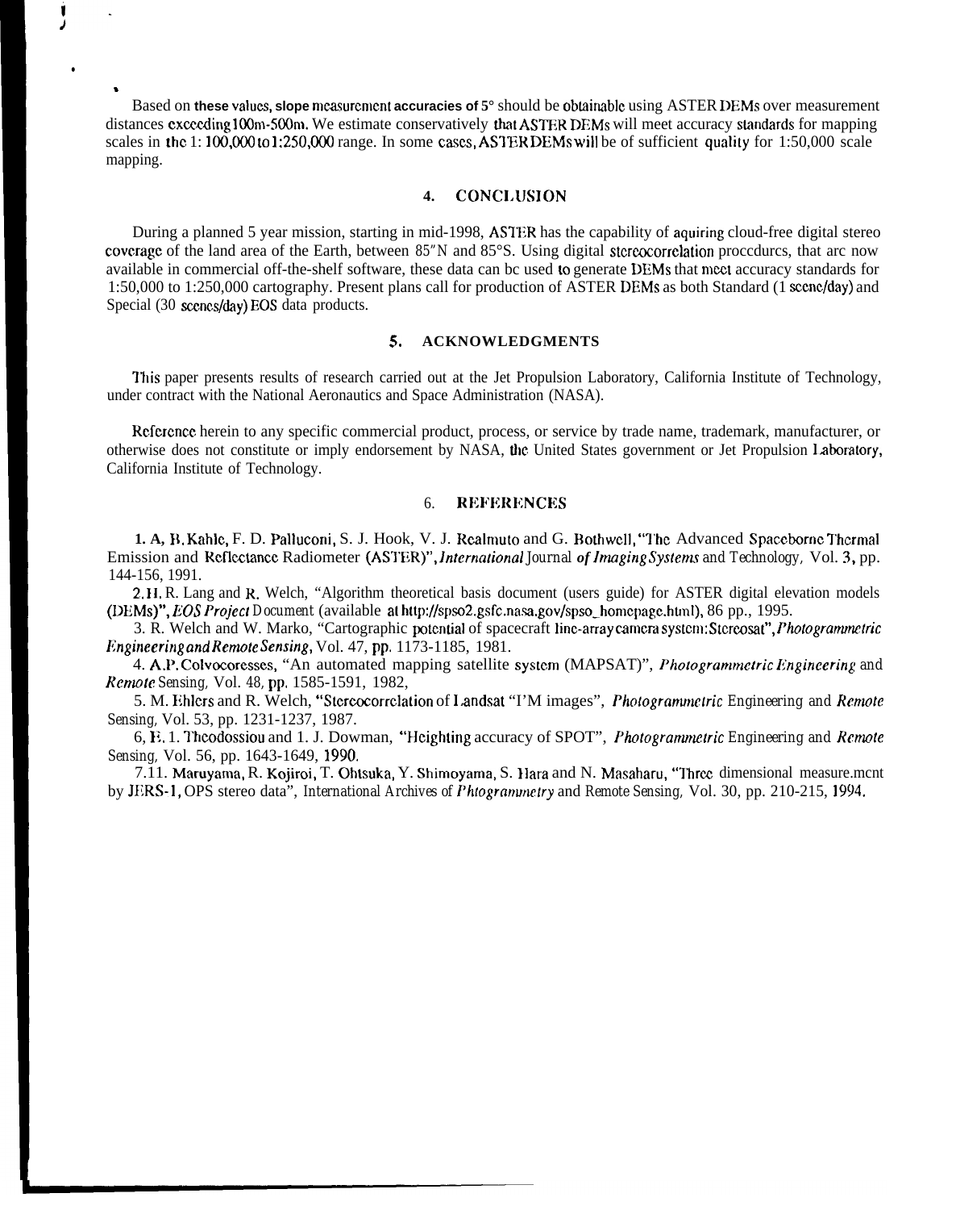Based on these values, slope measurement accuracies of 5° should be obtainable using ASTER DEMs over measurement distances exceeding 100m-500m. We estimate conservatively that ASTER DEMs will meet accuracy standards for mapping scales in the 1: 100,000 to 1:250,000 range. In some cases, ASTER DEMs will be of sufficient quality for 1:50,000 scale mapping.

## 4. CONCLUSION

During a planned 5 year mission, starting in mid-1998, ASTER has the capability of aquiring cloud-free digital stereo coverage of the land area of the Earth, between 85″N and 85°S. Using digital stereocorrelation procedures, that are now available in commercial off-the-shelf software, these data can be used to generate DEMs that meet accuracy standards for 1:50,000 to 1:250,000 cartography. Present plans call for production of ASTER DEMs as both Standard (1 scene/day) and Special (30 scenes/day) EOS data products.

## 5. ACKNOWLEDGMENTS

This paper presents results of research carried out at the Jet Propulsion Laboratory, California Institute of Technology, under contract with the National Aeronautics and Space Administration (NASA).

Reference herein to any specific commercial product, process, or service by trade name, trademark, manufacturer, or otherwise does not constitute or imply endorsement by NASA, the United States government or Jet Propulsion Laboratory, California Institute of Technology.

## 6. REFERENCES

1. A, B. Kahle, F. D. Palluconi, S. J. Hook, V. J. Realmuto and G. Bothwell, "The Advanced Spaceborne Thermal Emission and Reflectance Radiometer (ASTER)", *International Journal of Imaging Systems and Technology*, Vol. 3, pp. 144-156, 1991.
2. H. R. Lang and R. Welch, "Algorithm theoretical basis document (users guide) for ASTER digital elevation models (DEMs)", *EOS Project Document* (available at http://spso2.gsfc.nasa.gov/spso_homepage.html), 86 pp., 1995.
3. R. Welch and W. Marko, "Cartographic potential of spacecraft line-array camera system: Stereosat", *Photogrammetric Engineering and Remote Sensing*, Vol. 47, pp. 1173-1185, 1981.
4. A.P. Colvocoresses, "An automated mapping satellite system (MAPSAT)", *Photogrammetric Engineering and Remote Sensing*, Vol. 48, pp. 1585-1591, 1982,
5. M. Ehlers and R. Welch, "Stereocorrelation of Landsat "I'M images", *Photogrammetric Engineering and Remote Sensing*, Vol. 53, pp. 1231-1237, 1987.
6. E. 1. Theodossiou and 1. J. Dowman, "Heighting accuracy of SPOT", *Photogrammetric Engineering and Remote Sensing*, Vol. 56, pp. 1643-1649, 1990.
7. 11. Maruyama, R. Kojiroi, T. Ohtsuka, Y. Shimoyama, S. Hara and N. Masaharu, "Three dimensional measure.mcnt by JERS-1, OPS stereo data", *International Archives of Phtogrammetry and Remote Sensing*, Vol. 30, pp. 210-215, 1994.